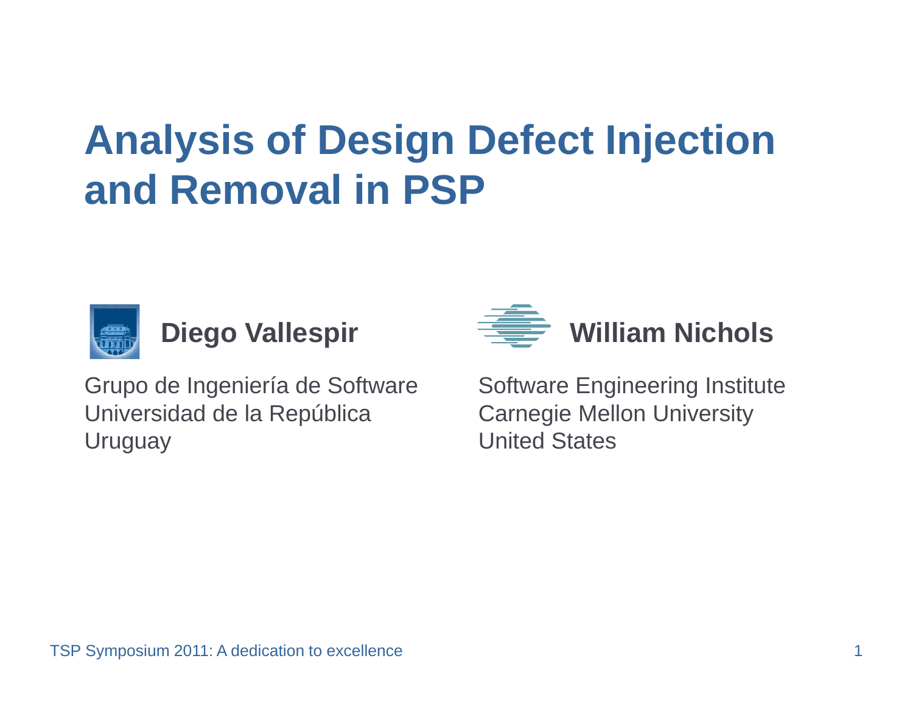# Analysis of Design Defect Injection and Removal in PSP

**Diego Vallespir**

Grupo de Ingeniería de Software
Universidad de la República
Uruguay

**William Nichols**

Software Engineering Institute
Carnegie Mellon University
United States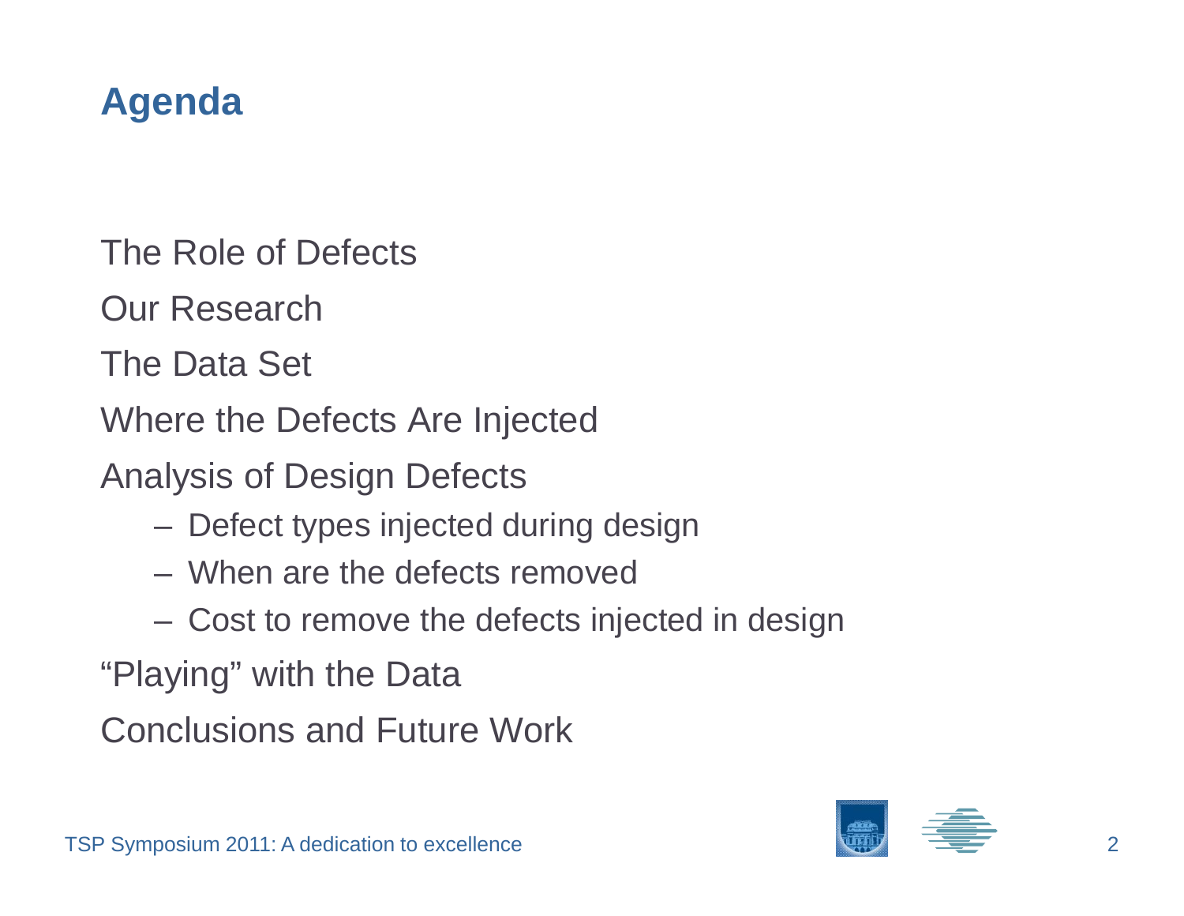# Agenda

The Role of Defects

Our Research

The Data Set

Where the Defects Are Injected

Analysis of Design Defects

- Defect types injected during design
- When are the defects removed
- Cost to remove the defects injected in design

"Playing" with the Data

Conclusions and Future Work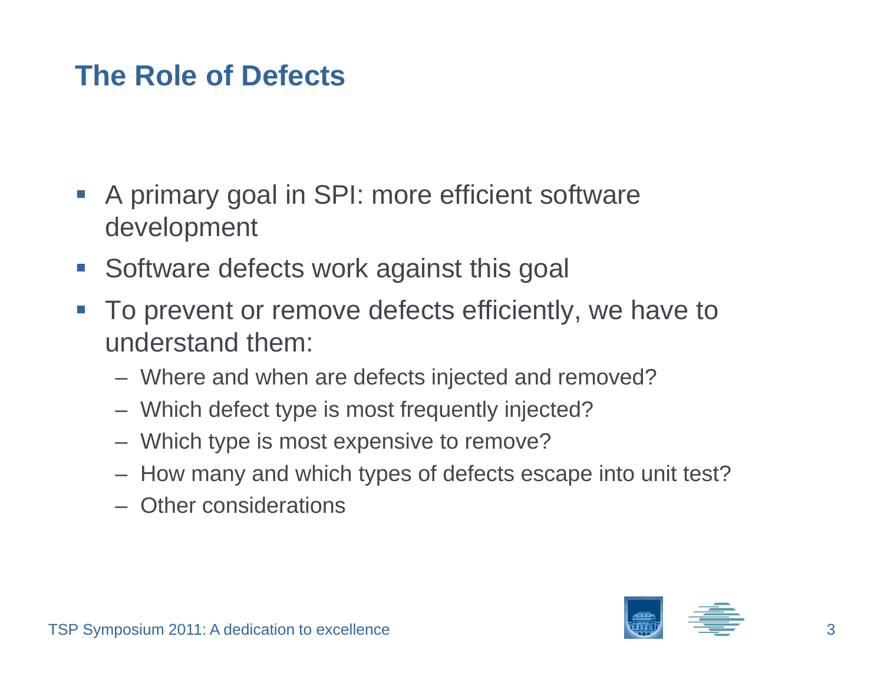# The Role of Defects

- A primary goal in SPI: more efficient software development
- Software defects work against this goal
- To prevent or remove defects efficiently, we have to understand them:
  - Where and when are defects injected and removed?
  - Which defect type is most frequently injected?
  - Which type is most expensive to remove?
  - How many and which types of defects escape into unit test?
  - Other considerations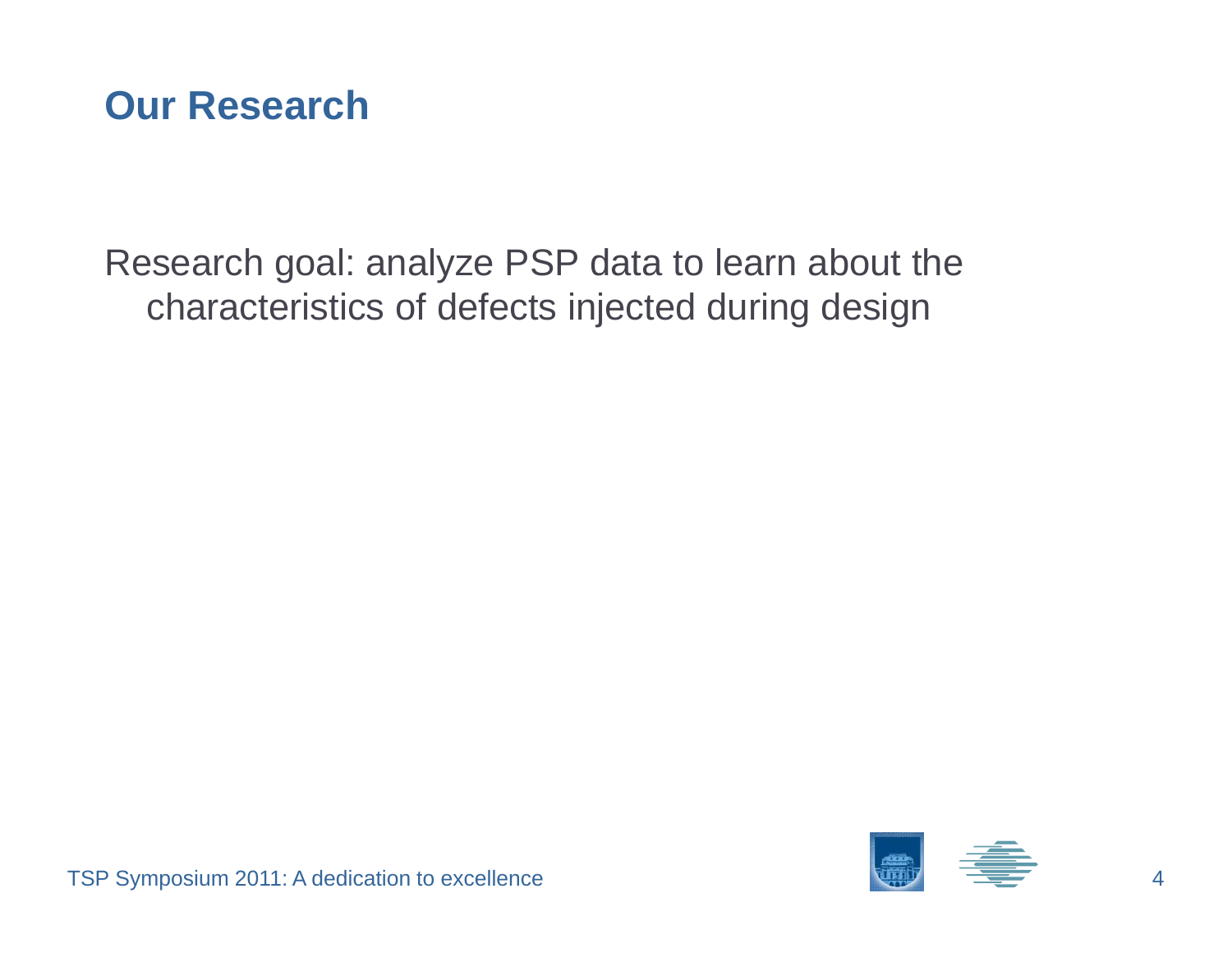# Our Research

Research goal: analyze PSP data to learn about the characteristics of defects injected during design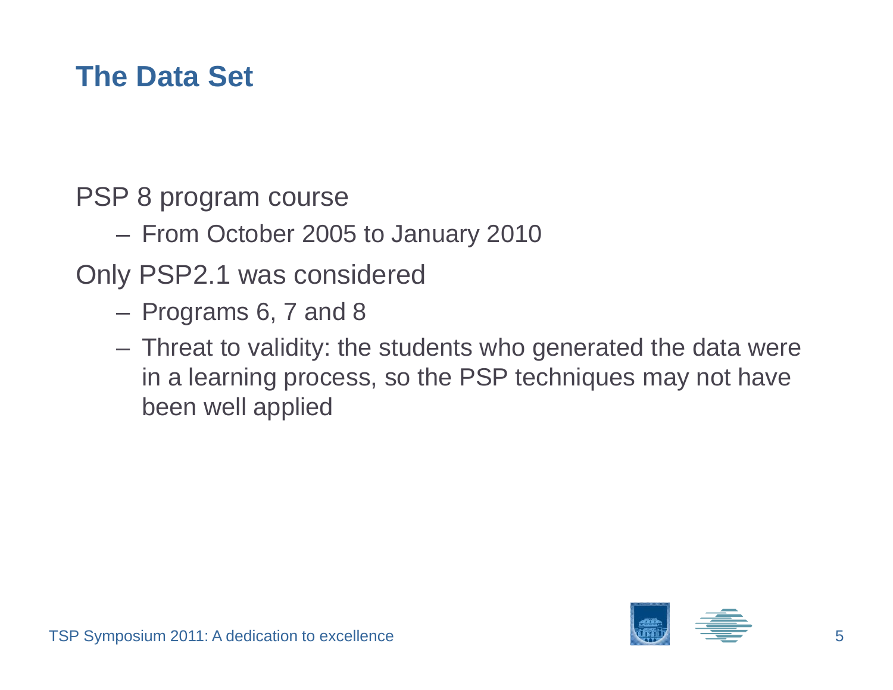# The Data Set

PSP 8 program course

- From October 2005 to January 2010

Only PSP2.1 was considered

- Programs 6, 7 and 8
- Threat to validity: the students who generated the data were in a learning process, so the PSP techniques may not have been well applied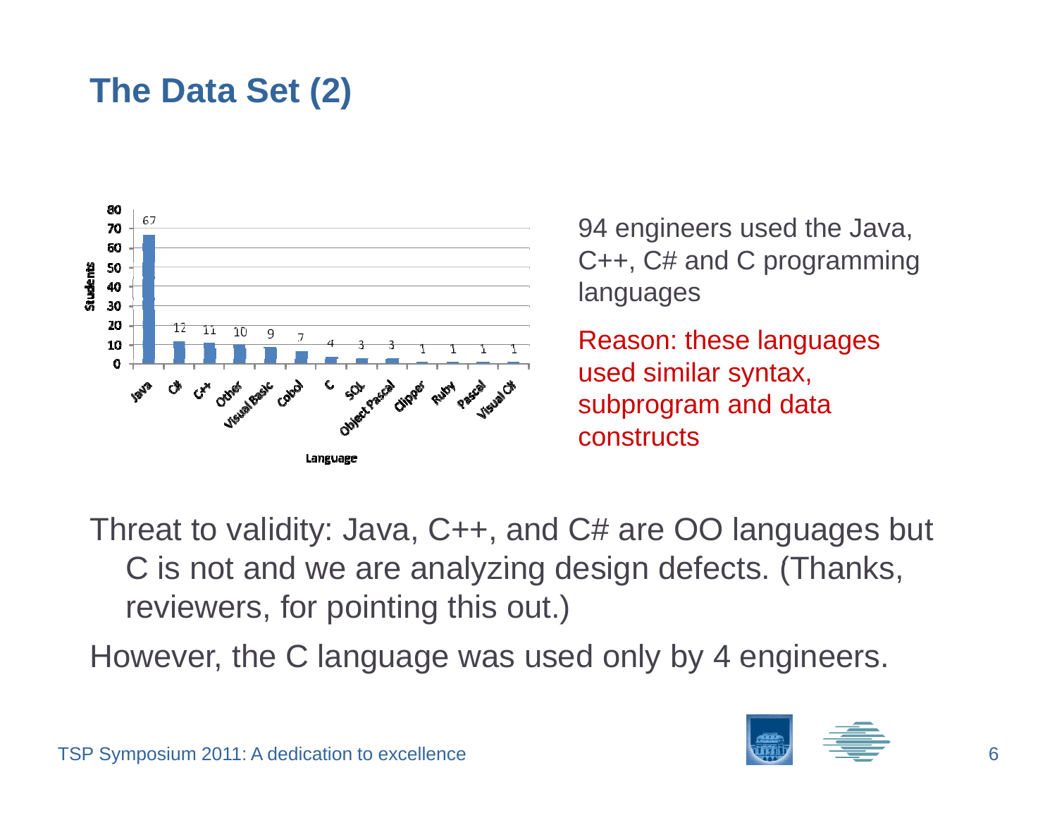# The Data Set (2)

| Language | Students |
|---|---|
| Java | 67 |
| C# | 12 |
| C++ | 11 |
| Other | 10 |
| Visual Basic | 9 |
| Cobol | 7 |
| C | 4 |
| SQL | 3 |
| Object Pascal | 3 |
| Clipper | 1 |
| Ruby | 1 |
| Pascal | 1 |
| Visual C# | 1 |

94 engineers used the Java, C++, C# and C programming languages

Reason: these languages used similar syntax, subprogram and data constructs

Threat to validity: Java, C++, and C# are OO languages but C is not and we are analyzing design defects. (Thanks, reviewers, for pointing this out.)

However, the C language was used only by 4 engineers.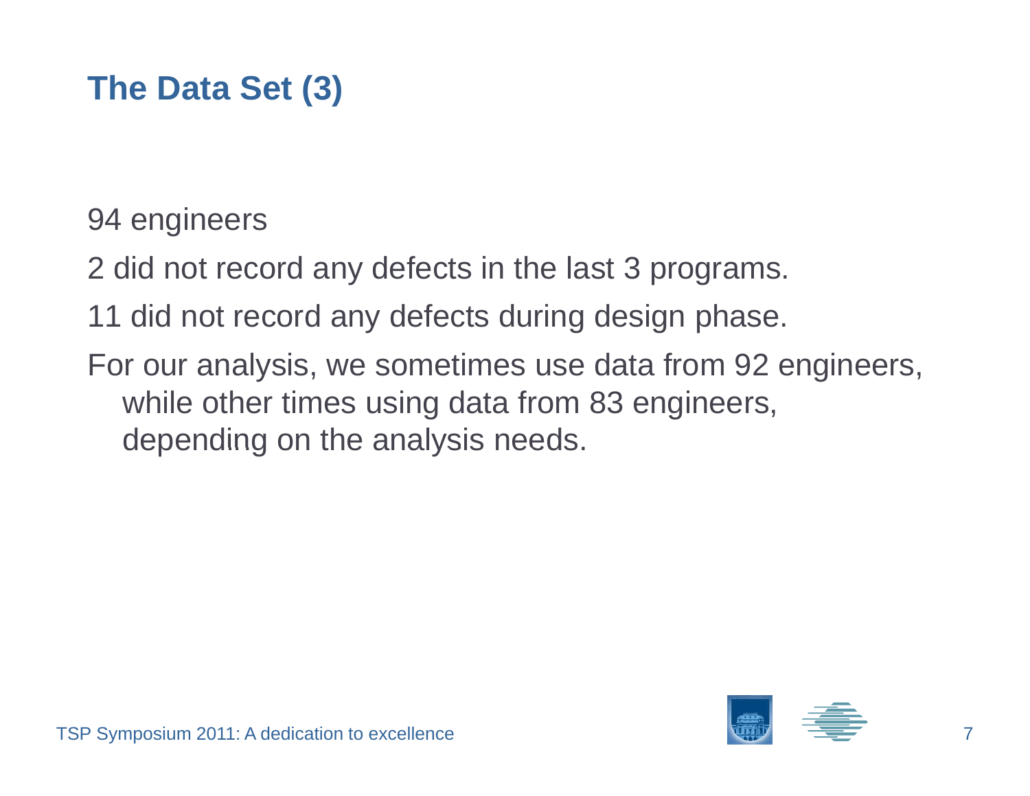# The Data Set (3)

94 engineers

2 did not record any defects in the last 3 programs.

11 did not record any defects during design phase.

For our analysis, we sometimes use data from 92 engineers, while other times using data from 83 engineers, depending on the analysis needs.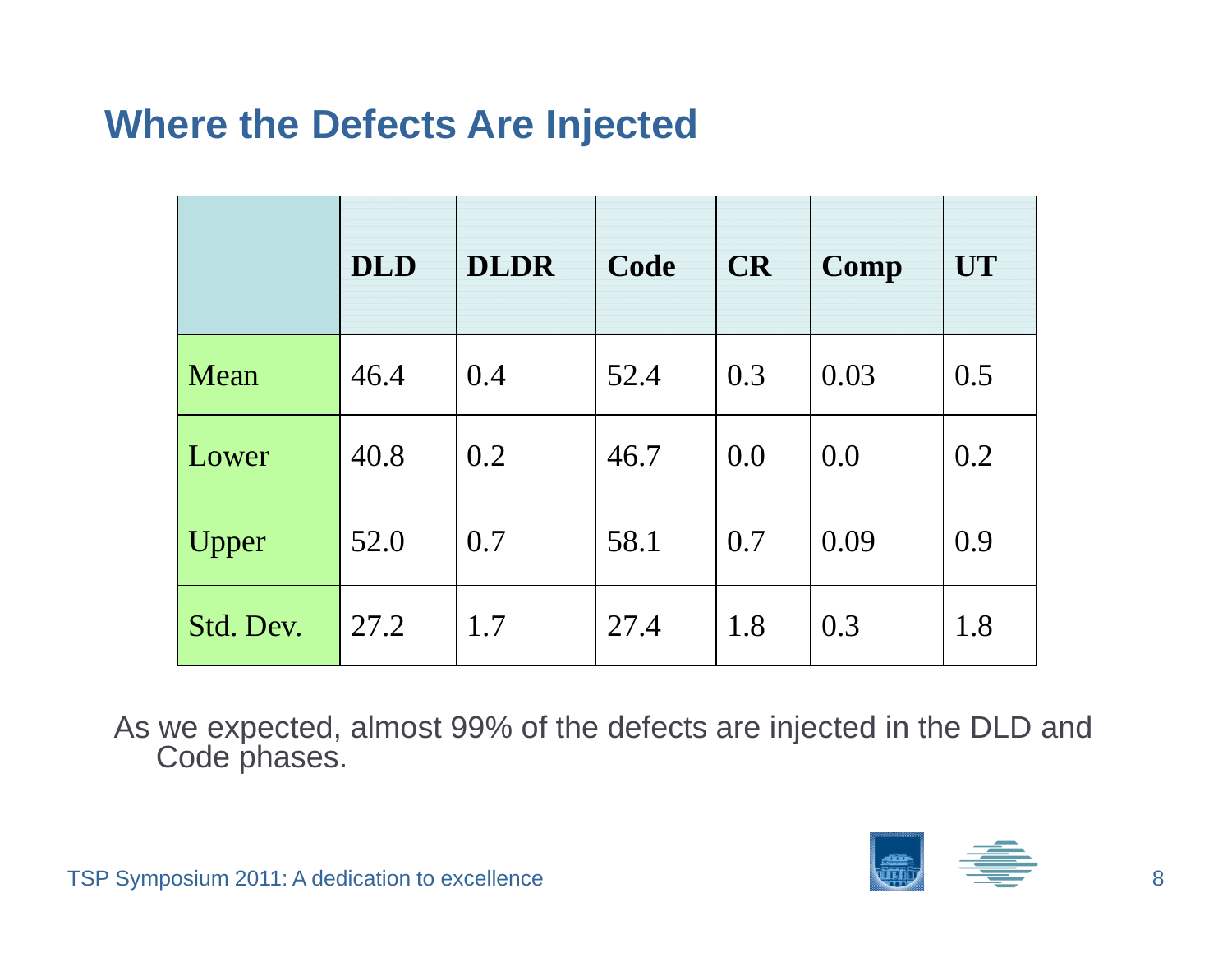## Where the Defects Are Injected

| | DLD | DLDR | Code | CR | Comp | UT |
|---|---|---|---|---|---|---|
| Mean | 46.4 | 0.4 | 52.4 | 0.3 | 0.03 | 0.5 |
| Lower | 40.8 | 0.2 | 46.7 | 0.0 | 0.0 | 0.2 |
| Upper | 52.0 | 0.7 | 58.1 | 0.7 | 0.09 | 0.9 |
| Std. Dev. | 27.2 | 1.7 | 27.4 | 1.8 | 0.3 | 1.8 |

As we expected, almost 99% of the defects are injected in the DLD and Code phases.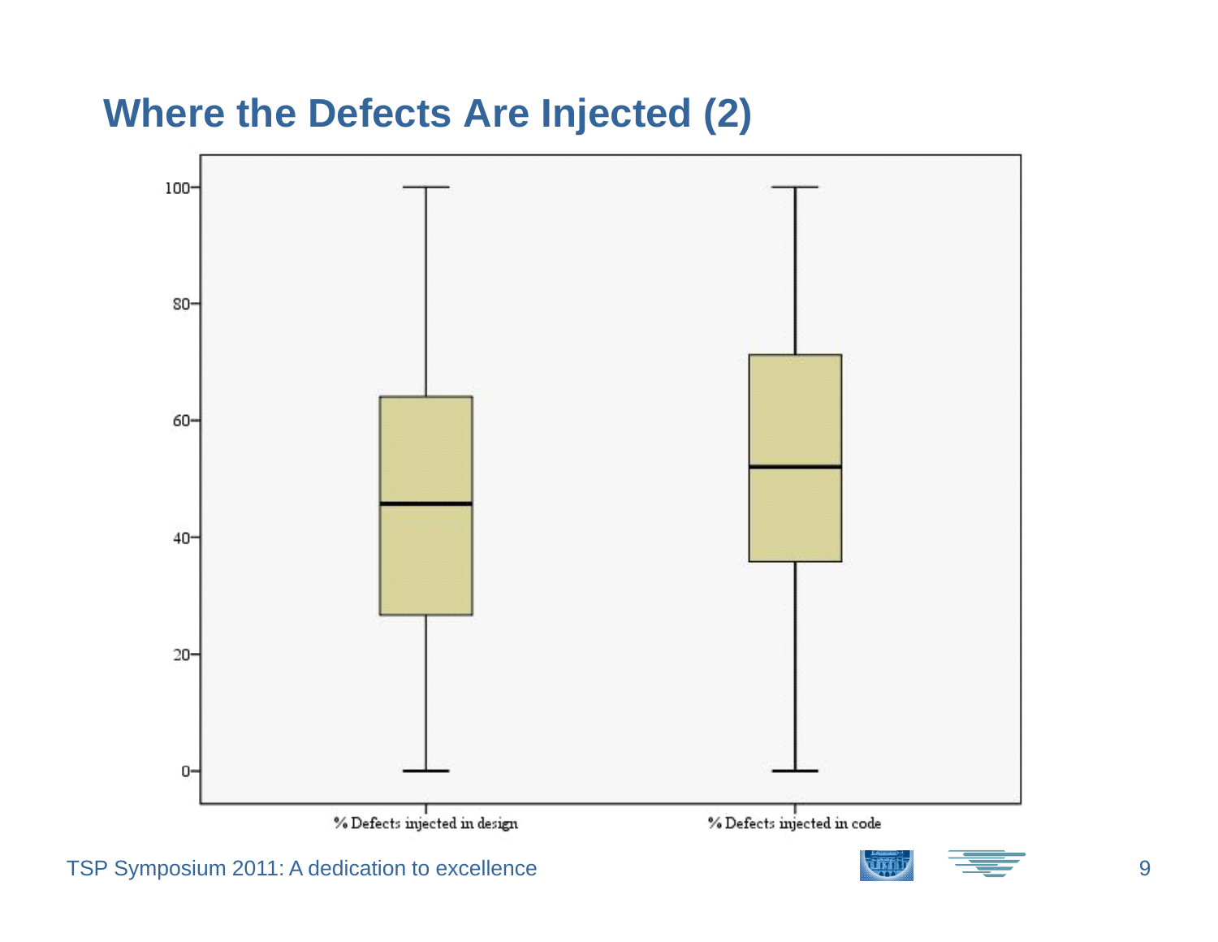# Where the Defects Are Injected (2)

100
80
60
40
20
0

% Defects injected in design

% Defects injected in code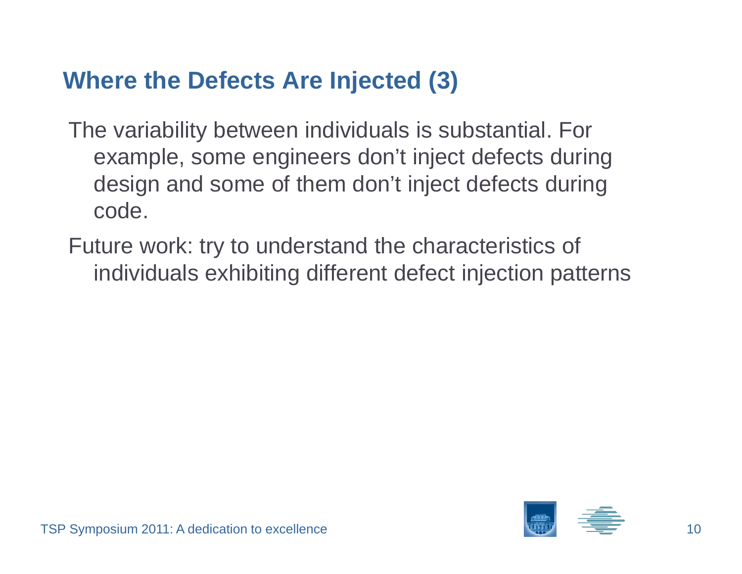## Where the Defects Are Injected (3)

The variability between individuals is substantial. For example, some engineers don't inject defects during design and some of them don't inject defects during code.

Future work: try to understand the characteristics of individuals exhibiting different defect injection patterns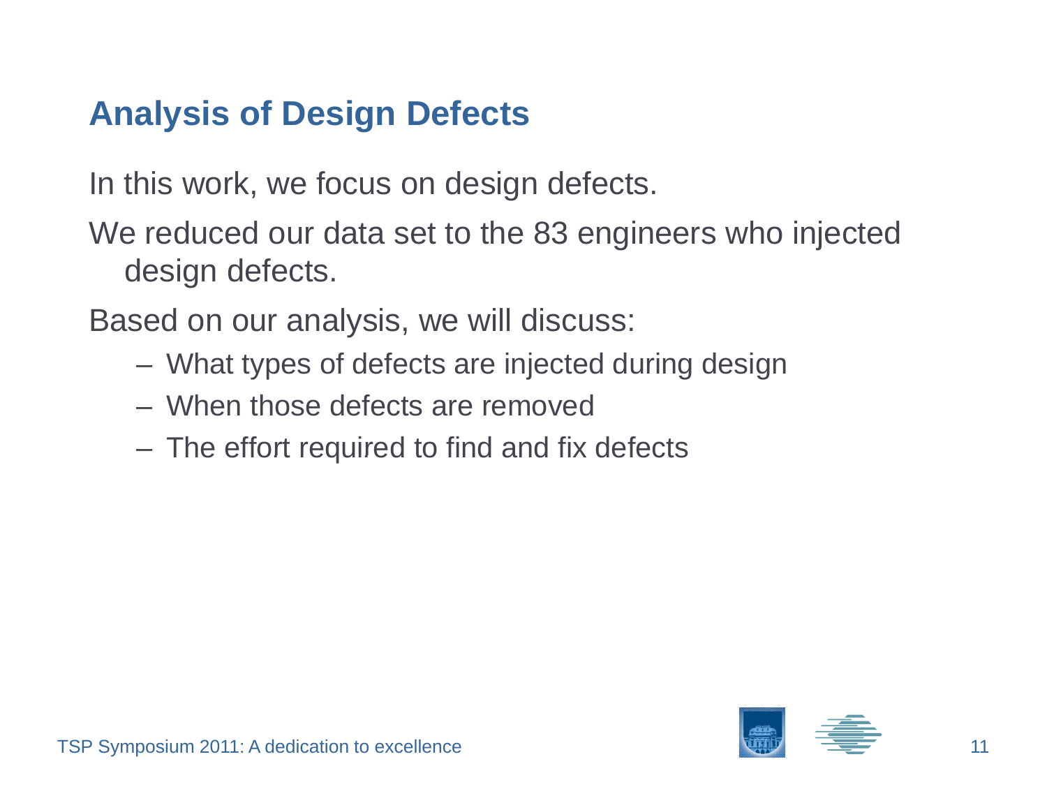## Analysis of Design Defects

In this work, we focus on design defects.

We reduced our data set to the 83 engineers who injected design defects.

Based on our analysis, we will discuss:

- What types of defects are injected during design
- When those defects are removed
- The effort required to find and fix defects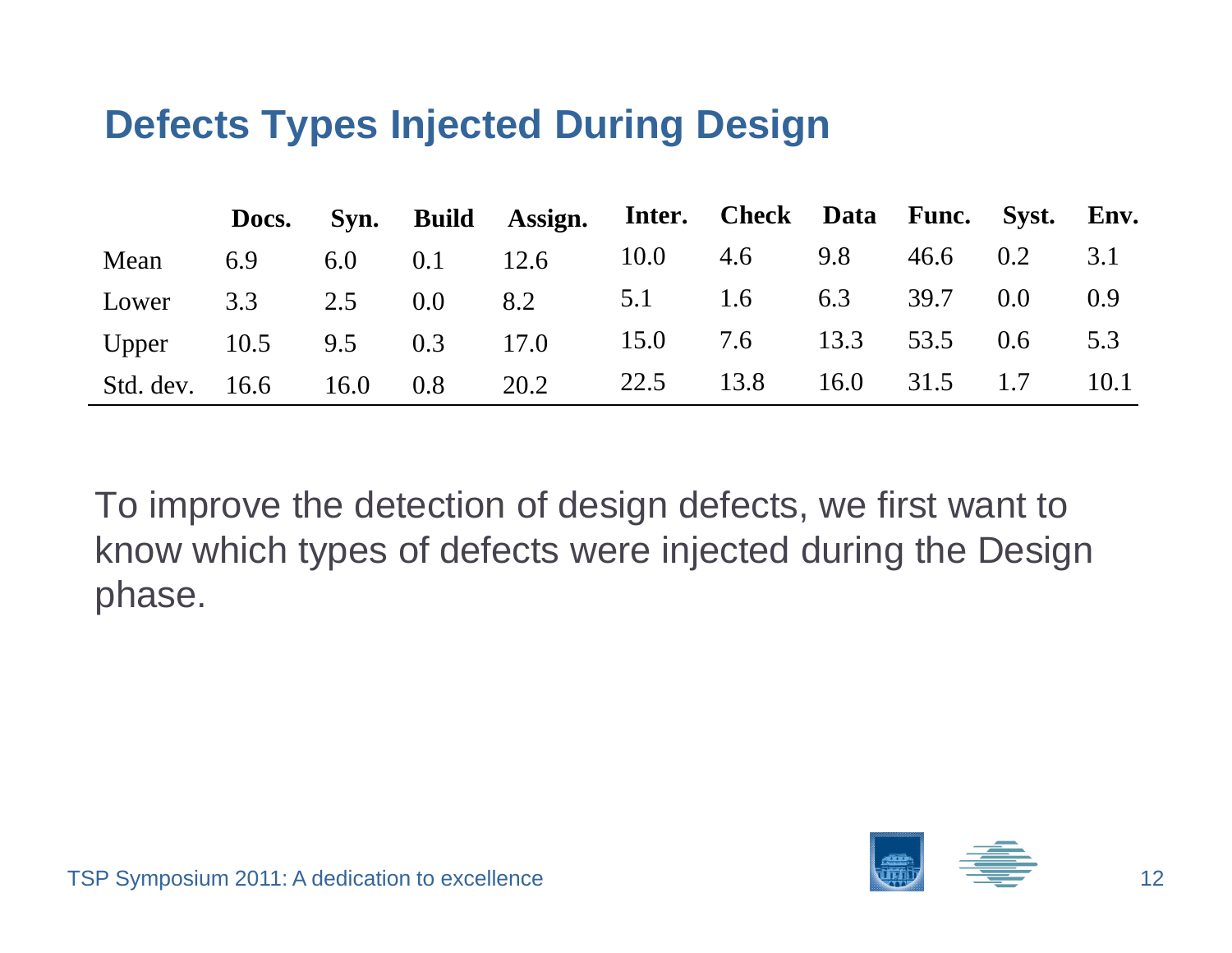## Defects Types Injected During Design

| | Docs. | Syn. | Build | Assign. | Inter. | Check | Data | Func. | Syst. | Env. |
|---|---|---|---|---|---|---|---|---|---|---|
| Mean | 6.9 | 6.0 | 0.1 | 12.6 | 10.0 | 4.6 | 9.8 | 46.6 | 0.2 | 3.1 |
| Lower | 3.3 | 2.5 | 0.0 | 8.2 | 5.1 | 1.6 | 6.3 | 39.7 | 0.0 | 0.9 |
| Upper | 10.5 | 9.5 | 0.3 | 17.0 | 15.0 | 7.6 | 13.3 | 53.5 | 0.6 | 5.3 |
| Std. dev. | 16.6 | 16.0 | 0.8 | 20.2 | 22.5 | 13.8 | 16.0 | 31.5 | 1.7 | 10.1 |

To improve the detection of design defects, we first want to know which types of defects were injected during the Design phase.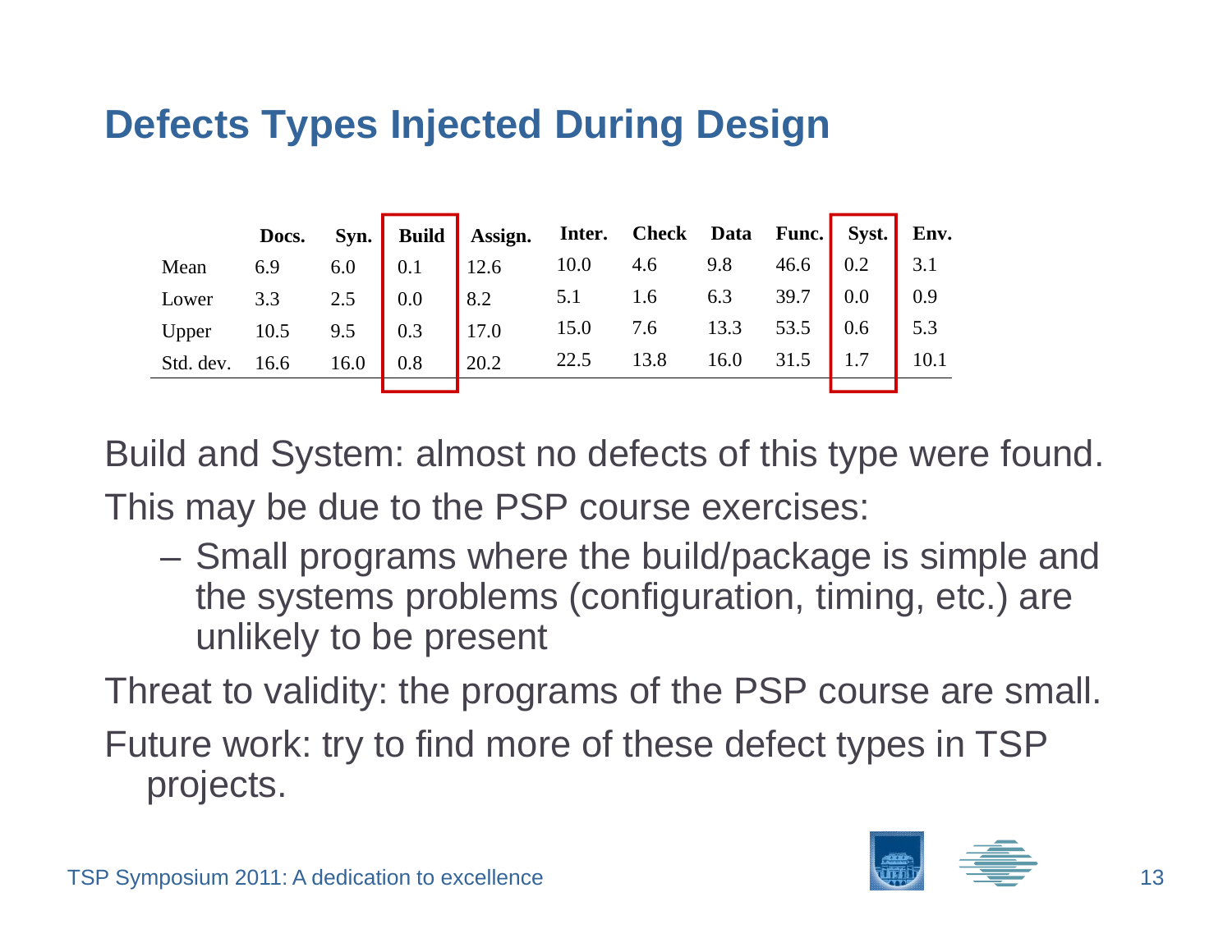# Defects Types Injected During Design

| | Docs. | Syn. | Build | Assign. | Inter. | Check | Data | Func. | Syst. | Env. |
|---|---|---|---|---|---|---|---|---|---|---|
| Mean | 6.9 | 6.0 | 0.1 | 12.6 | 10.0 | 4.6 | 9.8 | 46.6 | 0.2 | 3.1 |
| Lower | 3.3 | 2.5 | 0.0 | 8.2 | 5.1 | 1.6 | 6.3 | 39.7 | 0.0 | 0.9 |
| Upper | 10.5 | 9.5 | 0.3 | 17.0 | 15.0 | 7.6 | 13.3 | 53.5 | 0.6 | 5.3 |
| Std. dev. | 16.6 | 16.0 | 0.8 | 20.2 | 22.5 | 13.8 | 16.0 | 31.5 | 1.7 | 10.1 |

Build and System: almost no defects of this type were found.

This may be due to the PSP course exercises:

- Small programs where the build/package is simple and the systems problems (configuration, timing, etc.) are unlikely to be present

Threat to validity: the programs of the PSP course are small.

Future work: try to find more of these defect types in TSP projects.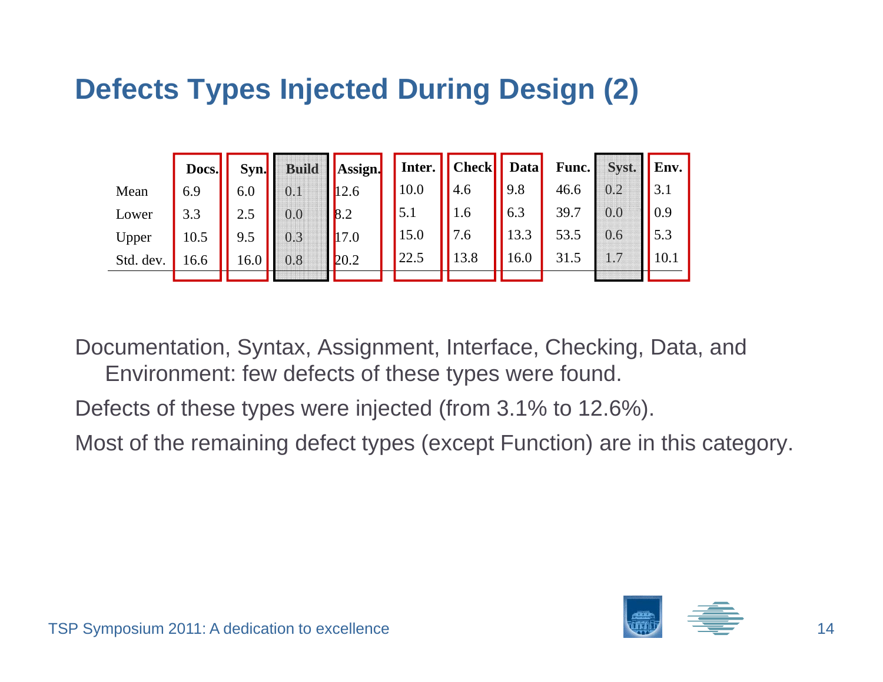# Defects Types Injected During Design (2)

| | Docs. | Syn. | Build | Assign. | Inter. | Check | Data | Func. | Syst. | Env. |
|---|---|---|---|---|---|---|---|---|---|---|
| Mean | 6.9 | 6.0 | 0.1 | 12.6 | 10.0 | 4.6 | 9.8 | 46.6 | 0.2 | 3.1 |
| Lower | 3.3 | 2.5 | 0.0 | 8.2 | 5.1 | 1.6 | 6.3 | 39.7 | 0.0 | 0.9 |
| Upper | 10.5 | 9.5 | 0.3 | 17.0 | 15.0 | 7.6 | 13.3 | 53.5 | 0.6 | 5.3 |
| Std. dev. | 16.6 | 16.0 | 0.8 | 20.2 | 22.5 | 13.8 | 16.0 | 31.5 | 1.7 | 10.1 |

Documentation, Syntax, Assignment, Interface, Checking, Data, and Environment: few defects of these types were found.

Defects of these types were injected (from 3.1% to 12.6%).

Most of the remaining defect types (except Function) are in this category.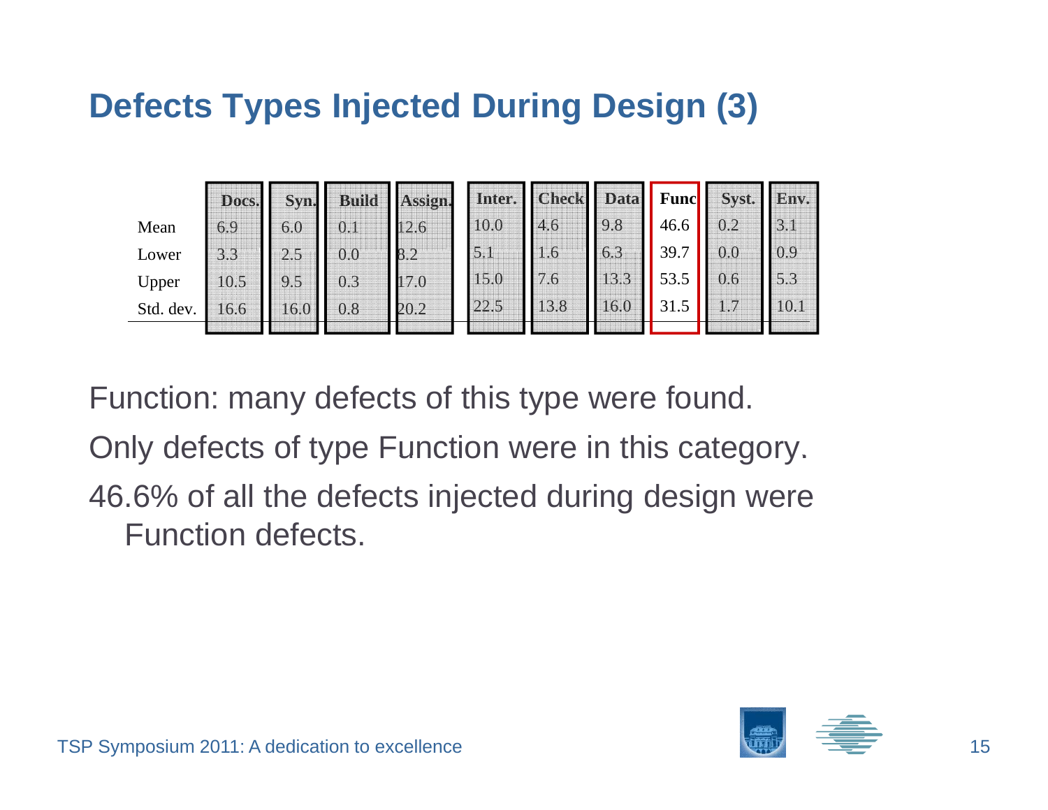# Defects Types Injected During Design (3)

| | Docs. | Syn. | Build | Assign. | Inter. | Check | Data | Func | Syst. | Env. |
|---|---|---|---|---|---|---|---|---|---|---|
| Mean | 6.9 | 6.0 | 0.1 | 12.6 | 10.0 | 4.6 | 9.8 | 46.6 | 0.2 | 3.1 |
| Lower | 3.3 | 2.5 | 0.0 | 8.2 | 5.1 | 1.6 | 6.3 | 39.7 | 0.0 | 0.9 |
| Upper | 10.5 | 9.5 | 0.3 | 17.0 | 15.0 | 7.6 | 13.3 | 53.5 | 0.6 | 5.3 |
| Std. dev. | 16.6 | 16.0 | 0.8 | 20.2 | 22.5 | 13.8 | 16.0 | 31.5 | 1.7 | 10.1 |

Function: many defects of this type were found.

Only defects of type Function were in this category.

46.6% of all the defects injected during design were Function defects.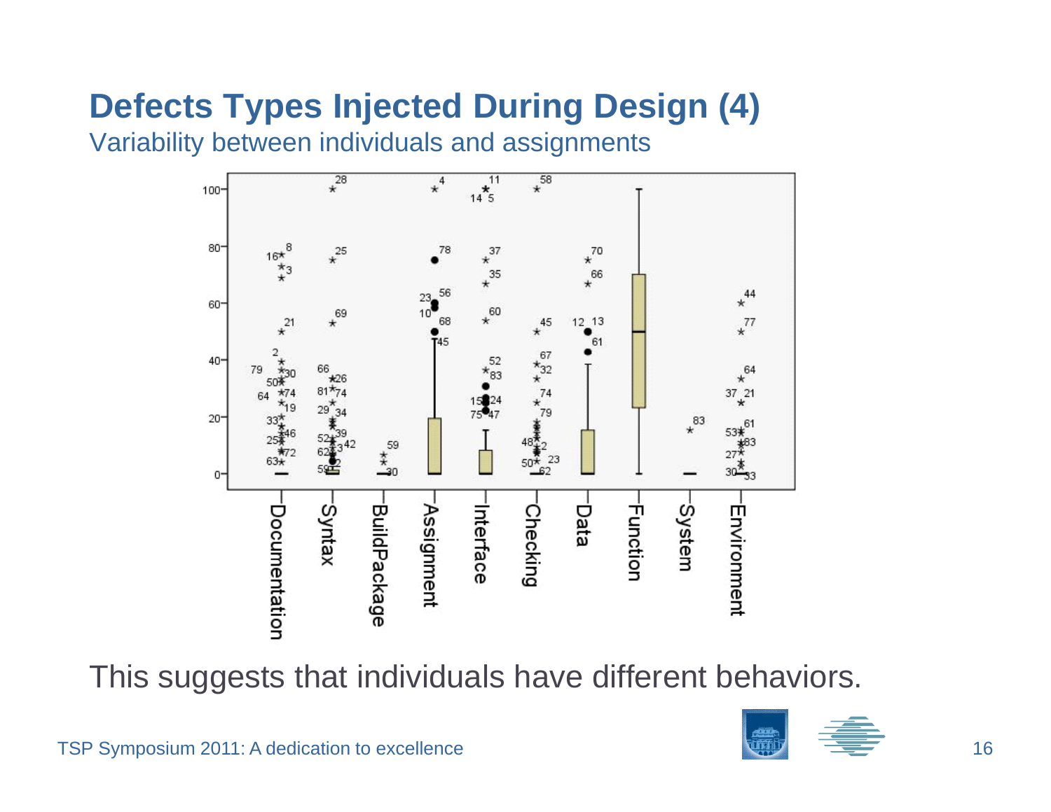# Defects Types Injected During Design (4)

Variability between individuals and assignments

This suggests that individuals have different behaviors.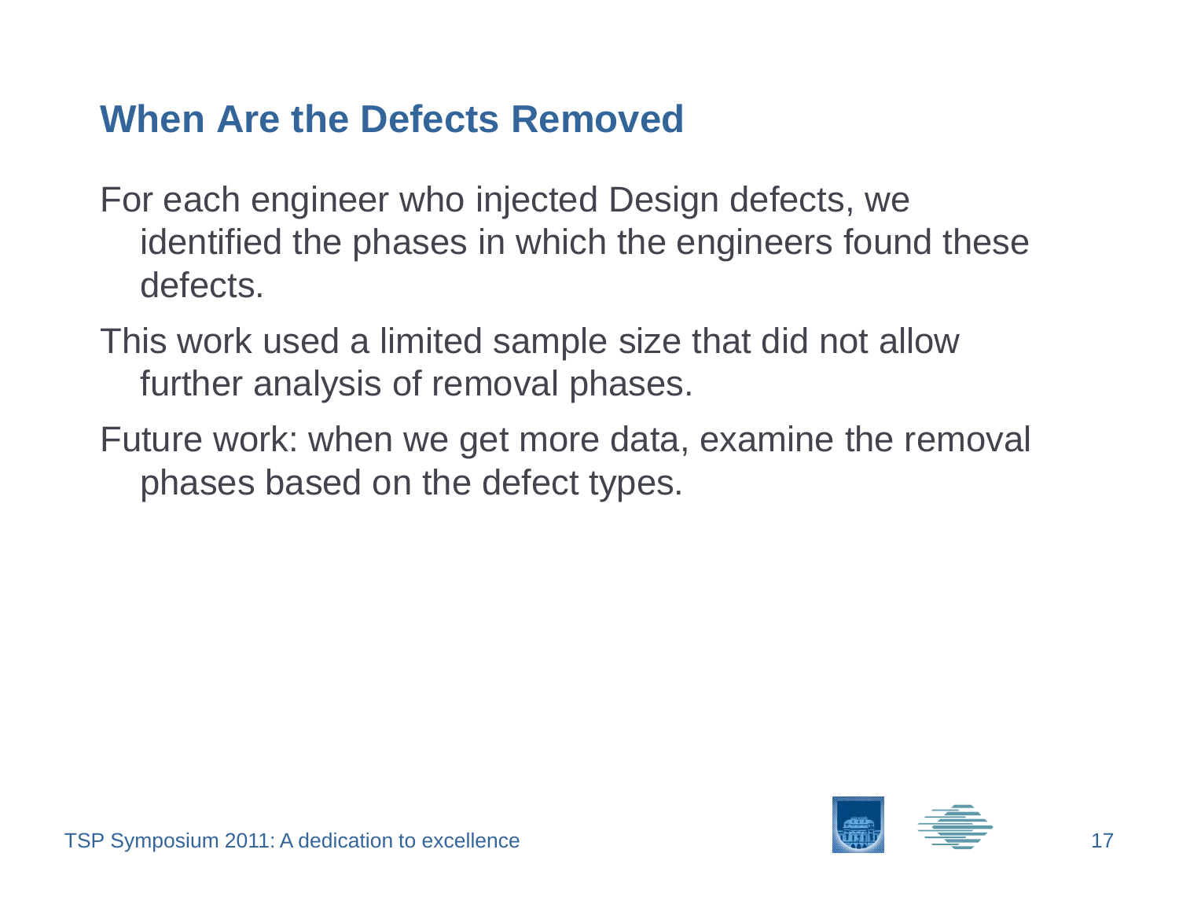## When Are the Defects Removed

For each engineer who injected Design defects, we identified the phases in which the engineers found these defects.

This work used a limited sample size that did not allow further analysis of removal phases.

Future work: when we get more data, examine the removal phases based on the defect types.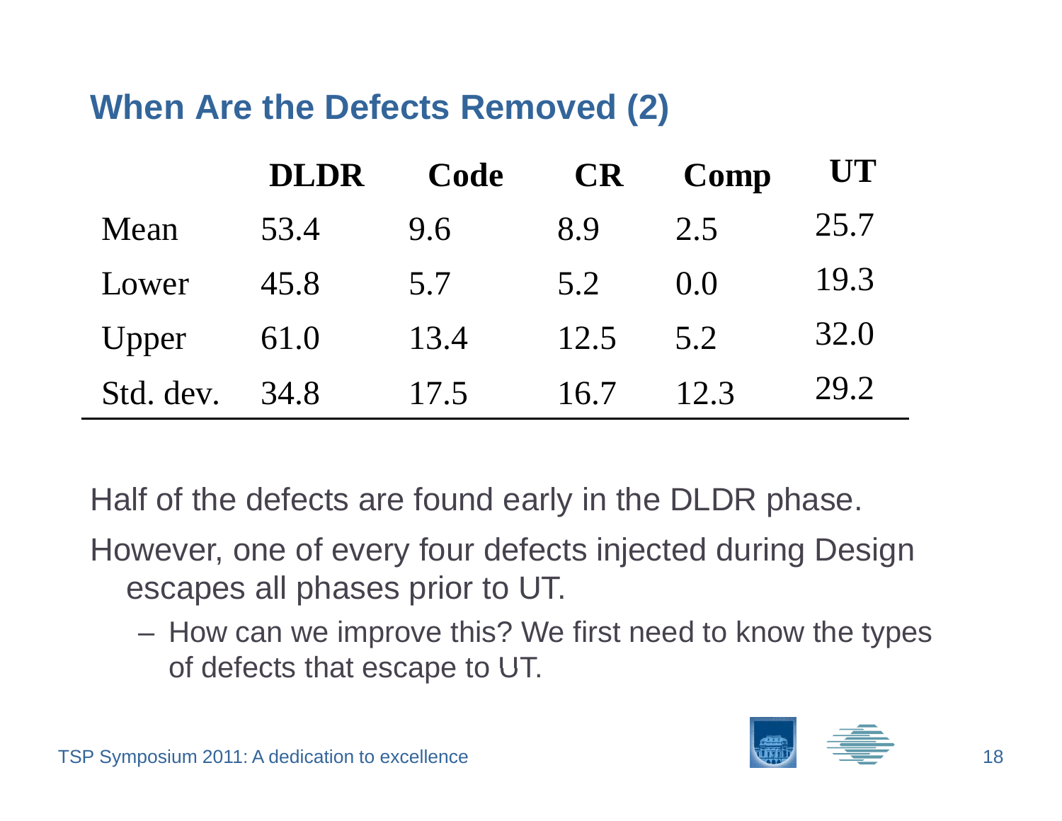## When Are the Defects Removed (2)

| | DLDR | Code | CR | Comp | UT |
|---|---|---|---|---|---|
| Mean | 53.4 | 9.6 | 8.9 | 2.5 | 25.7 |
| Lower | 45.8 | 5.7 | 5.2 | 0.0 | 19.3 |
| Upper | 61.0 | 13.4 | 12.5 | 5.2 | 32.0 |
| Std. dev. | 34.8 | 17.5 | 16.7 | 12.3 | 29.2 |

Half of the defects are found early in the DLDR phase.

However, one of every four defects injected during Design escapes all phases prior to UT.

- How can we improve this? We first need to know the types of defects that escape to UT.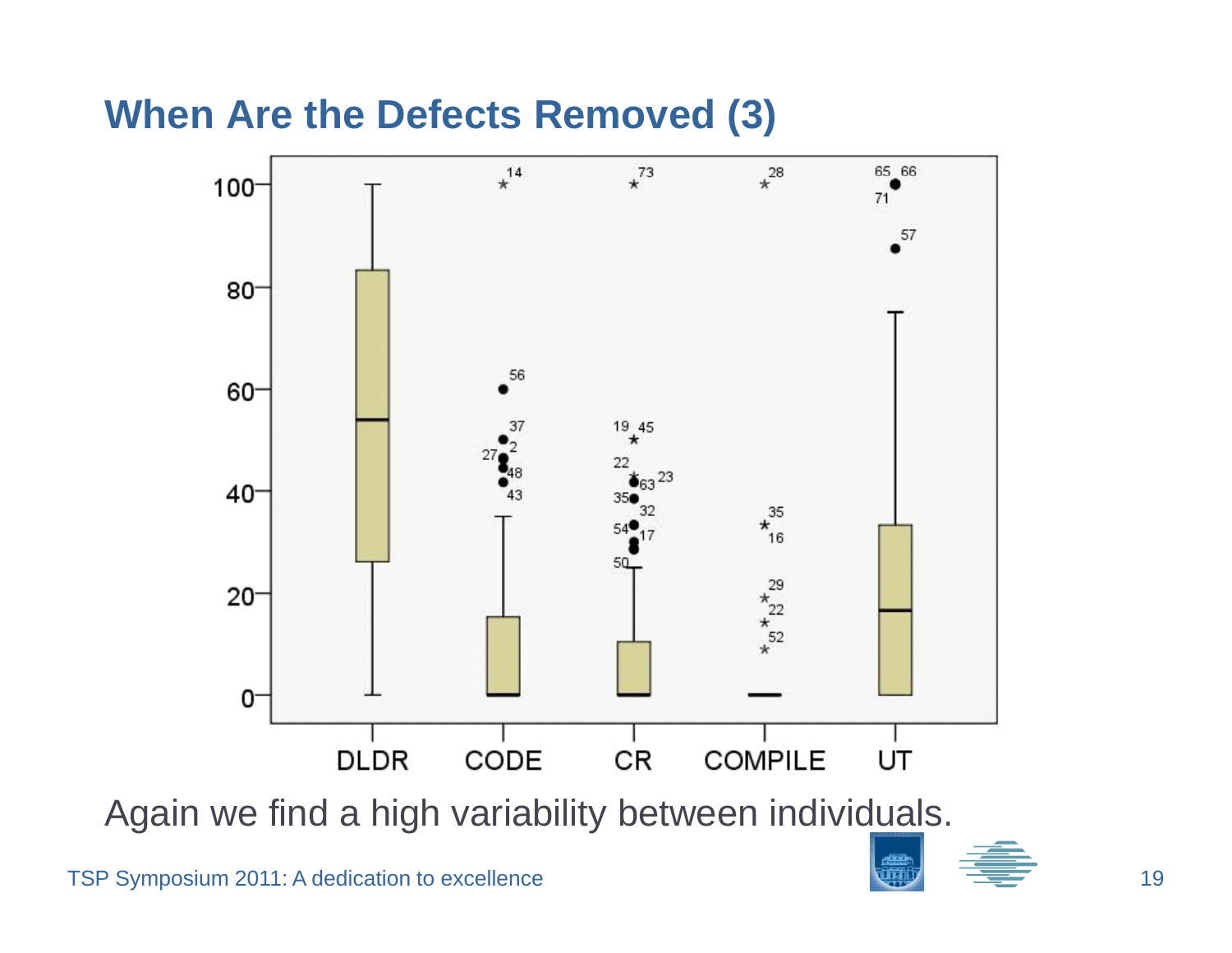# When Are the Defects Removed (3)

Again we find a high variability between individuals.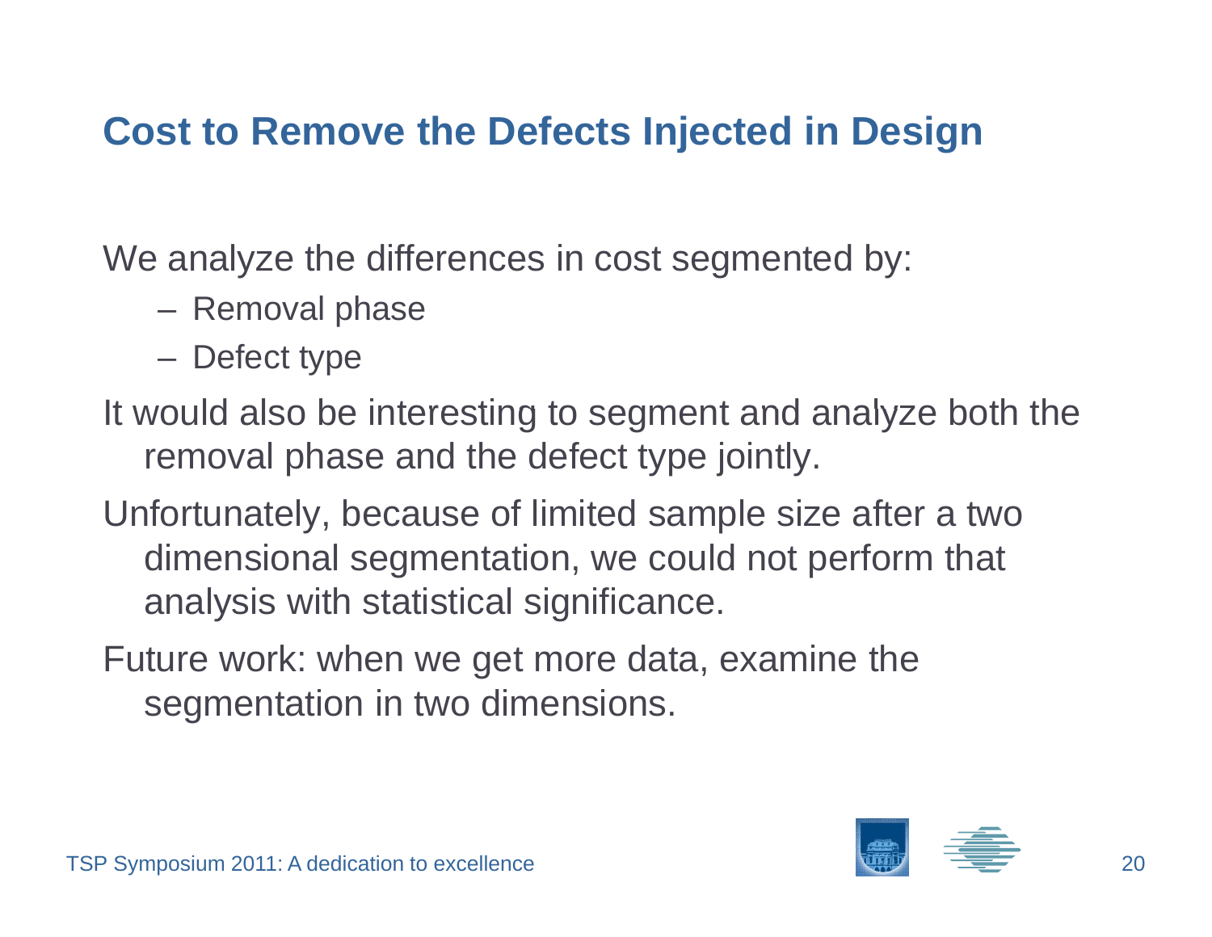## Cost to Remove the Defects Injected in Design

We analyze the differences in cost segmented by:

- Removal phase
- Defect type

It would also be interesting to segment and analyze both the removal phase and the defect type jointly.

Unfortunately, because of limited sample size after a two dimensional segmentation, we could not perform that analysis with statistical significance.

Future work: when we get more data, examine the segmentation in two dimensions.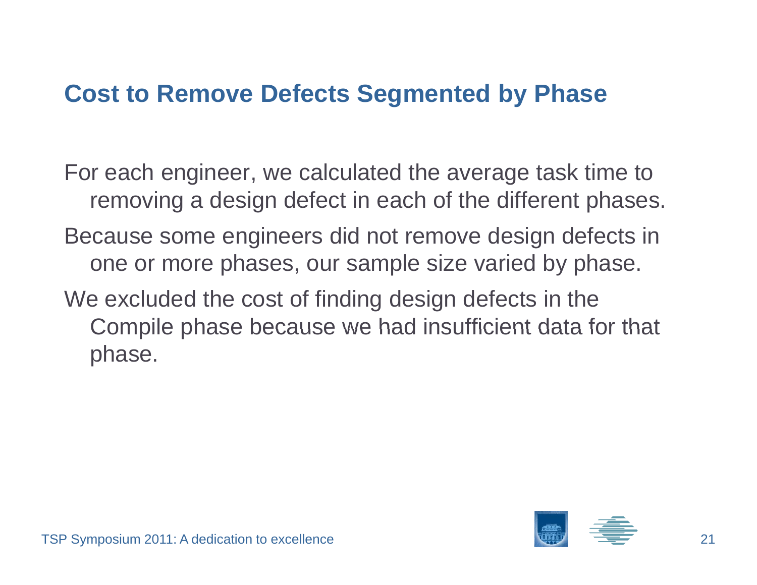# Cost to Remove Defects Segmented by Phase

For each engineer, we calculated the average task time to removing a design defect in each of the different phases.

Because some engineers did not remove design defects in one or more phases, our sample size varied by phase.

We excluded the cost of finding design defects in the Compile phase because we had insufficient data for that phase.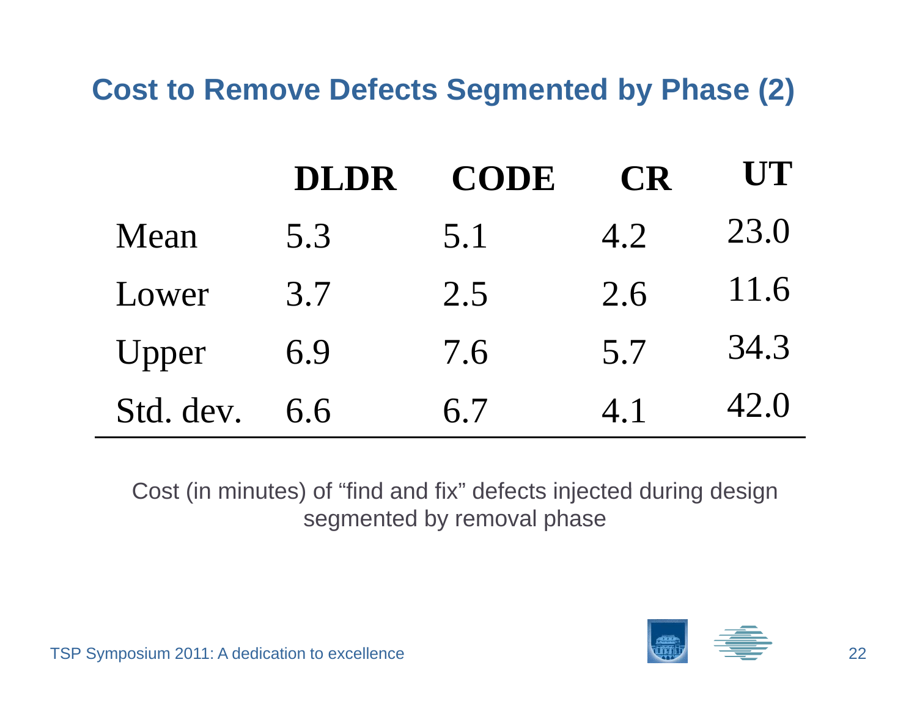## Cost to Remove Defects Segmented by Phase (2)

| | DLDR | CODE | CR | UT |
|---|---|---|---|---|
| Mean | 5.3 | 5.1 | 4.2 | 23.0 |
| Lower | 3.7 | 2.5 | 2.6 | 11.6 |
| Upper | 6.9 | 7.6 | 5.7 | 34.3 |
| Std. dev. | 6.6 | 6.7 | 4.1 | 42.0 |

Cost (in minutes) of “find and fix” defects injected during design segmented by removal phase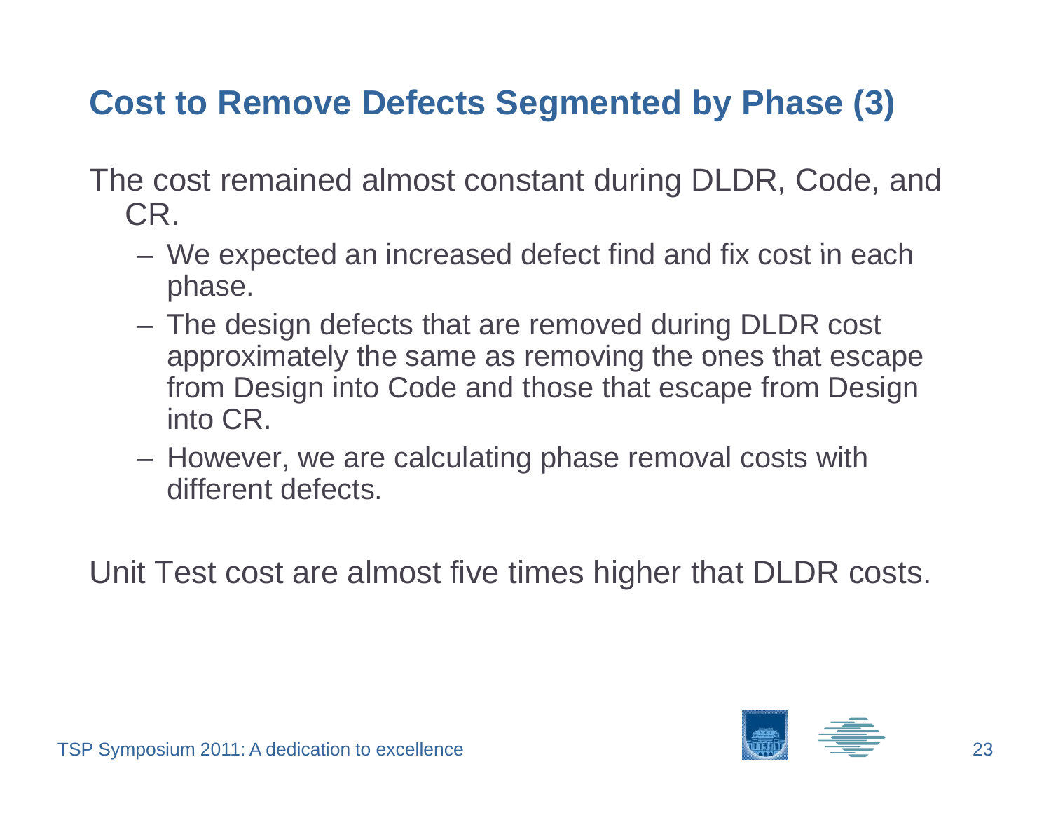# Cost to Remove Defects Segmented by Phase (3)

The cost remained almost constant during DLDR, Code, and CR.

- We expected an increased defect find and fix cost in each phase.
- The design defects that are removed during DLDR cost approximately the same as removing the ones that escape from Design into Code and those that escape from Design into CR.
- However, we are calculating phase removal costs with different defects.

Unit Test cost are almost five times higher that DLDR costs.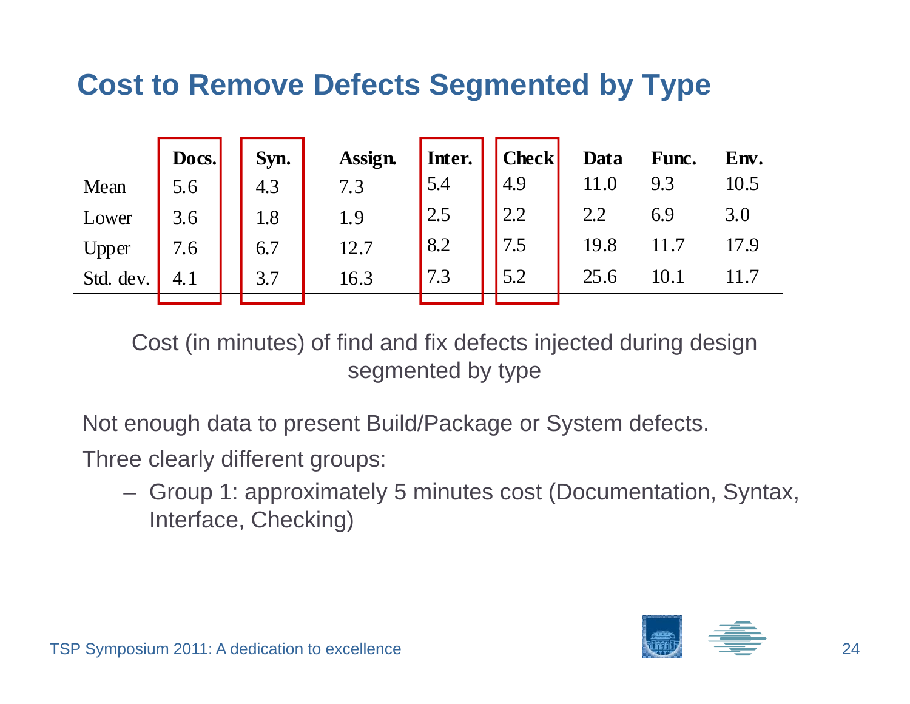# Cost to Remove Defects Segmented by Type

| | Docs. | Syn. | Assign. | Inter. | Check | Data | Func. | Env. |
|---|---|---|---|---|---|---|---|---|
| Mean | 5.6 | 4.3 | 7.3 | 5.4 | 4.9 | 11.0 | 9.3 | 10.5 |
| Lower | 3.6 | 1.8 | 1.9 | 2.5 | 2.2 | 2.2 | 6.9 | 3.0 |
| Upper | 7.6 | 6.7 | 12.7 | 8.2 | 7.5 | 19.8 | 11.7 | 17.9 |
| Std. dev. | 4.1 | 3.7 | 16.3 | 7.3 | 5.2 | 25.6 | 10.1 | 11.7 |

Cost (in minutes) of find and fix defects injected during design segmented by type

Not enough data to present Build/Package or System defects.

Three clearly different groups:

- Group 1: approximately 5 minutes cost (Documentation, Syntax, Interface, Checking)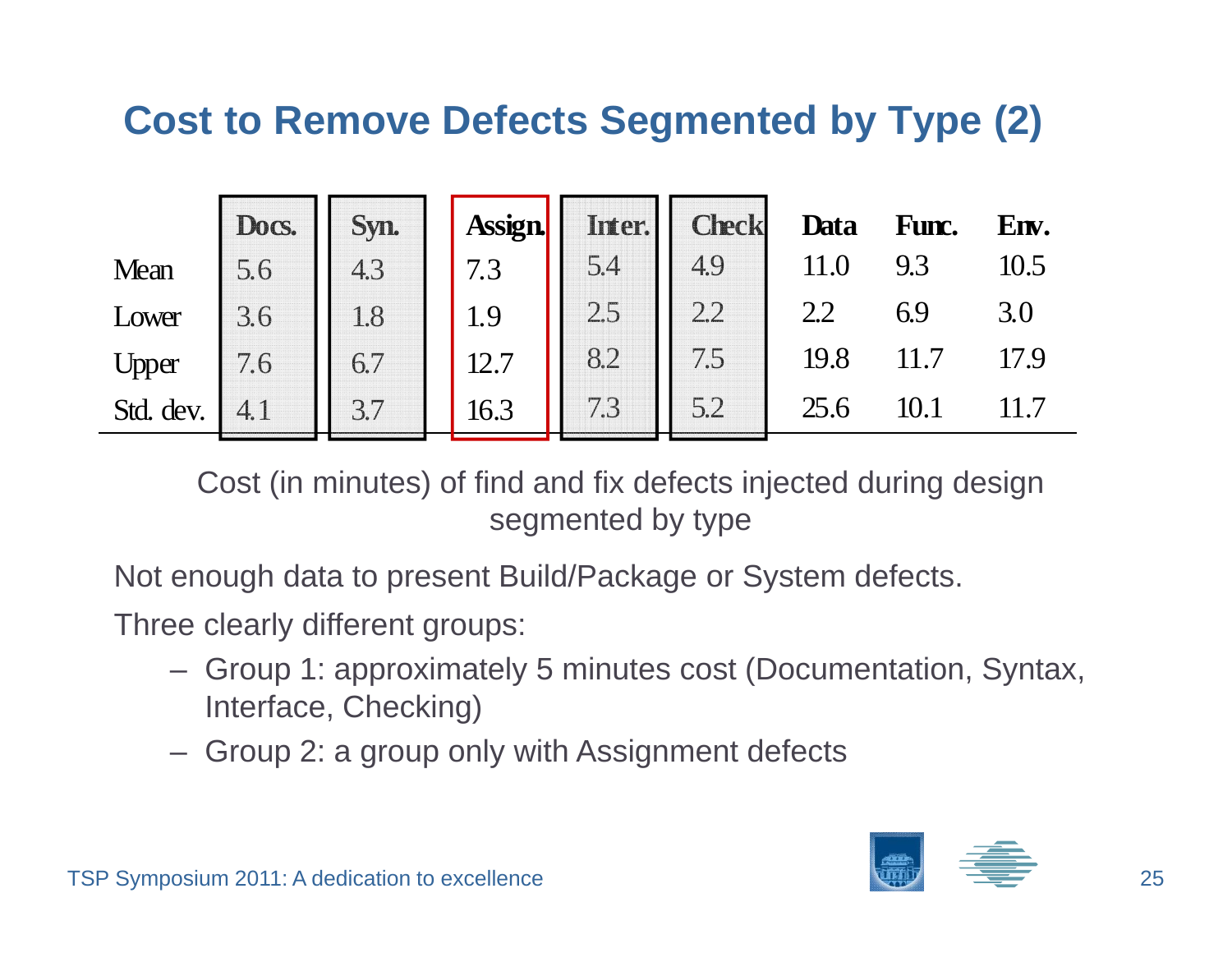# Cost to Remove Defects Segmented by Type (2)

| | Docs. | Syn. | Assign. | Inter. | Check | Data | Func. | Env. |
|---|---|---|---|---|---|---|---|---|
| Mean | 5.6 | 4.3 | 7.3 | 5.4 | 4.9 | 11.0 | 9.3 | 10.5 |
| Lower | 3.6 | 1.8 | 1.9 | 2.5 | 2.2 | 2.2 | 6.9 | 3.0 |
| Upper | 7.6 | 6.7 | 12.7 | 8.2 | 7.5 | 19.8 | 11.7 | 17.9 |
| Std. dev. | 4.1 | 3.7 | 16.3 | 7.3 | 5.2 | 25.6 | 10.1 | 11.7 |

Cost (in minutes) of find and fix defects injected during design segmented by type

Not enough data to present Build/Package or System defects.

Three clearly different groups:

- Group 1: approximately 5 minutes cost (Documentation, Syntax, Interface, Checking)
- Group 2: a group only with Assignment defects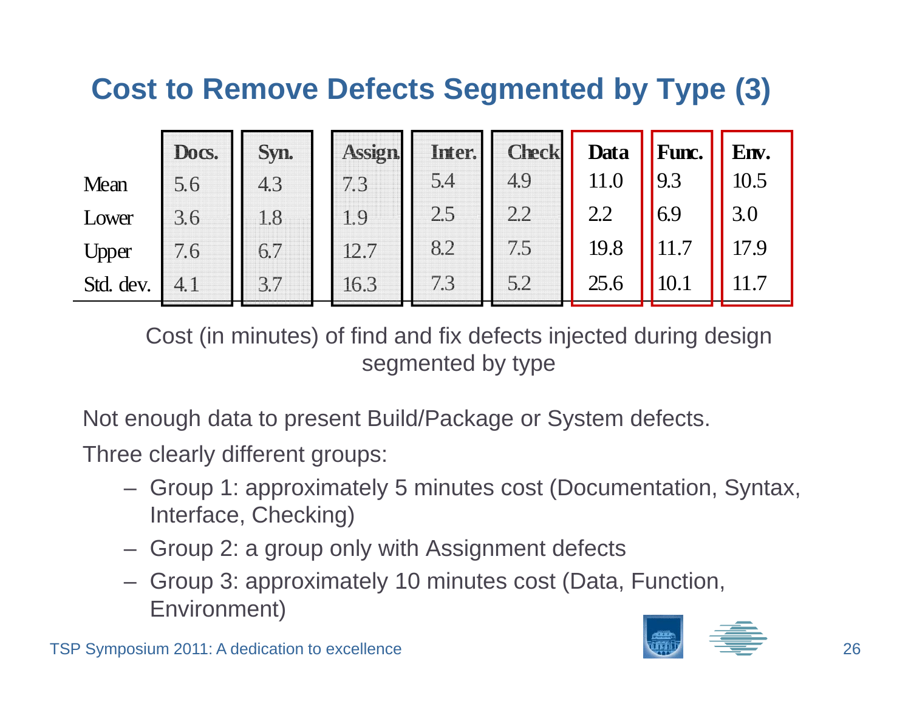# Cost to Remove Defects Segmented by Type (3)

| | Docs. | Syn. | Assign. | Inter. | Check | Data | Func. | Env. |
|---|---|---|---|---|---|---|---|---|
| Mean | 5.6 | 4.3 | 7.3 | 5.4 | 4.9 | 11.0 | 9.3 | 10.5 |
| Lower | 3.6 | 1.8 | 1.9 | 2.5 | 2.2 | 2.2 | 6.9 | 3.0 |
| Upper | 7.6 | 6.7 | 12.7 | 8.2 | 7.5 | 19.8 | 11.7 | 17.9 |
| Std. dev. | 4.1 | 3.7 | 16.3 | 7.3 | 5.2 | 25.6 | 10.1 | 11.7 |

Cost (in minutes) of find and fix defects injected during design segmented by type

Not enough data to present Build/Package or System defects.

Three clearly different groups:

- Group 1: approximately 5 minutes cost (Documentation, Syntax, Interface, Checking)
- Group 2: a group only with Assignment defects
- Group 3: approximately 10 minutes cost (Data, Function, Environment)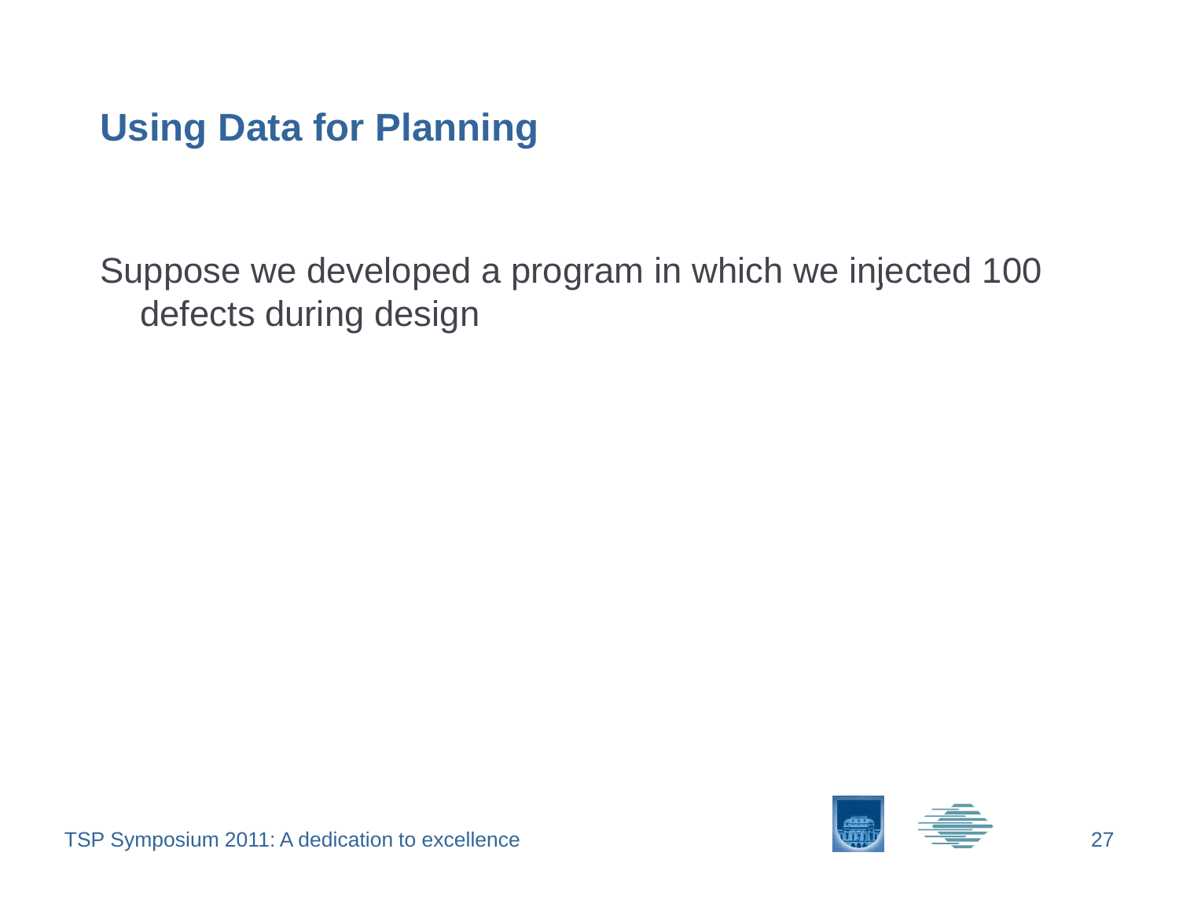# Using Data for Planning

Suppose we developed a program in which we injected 100 defects during design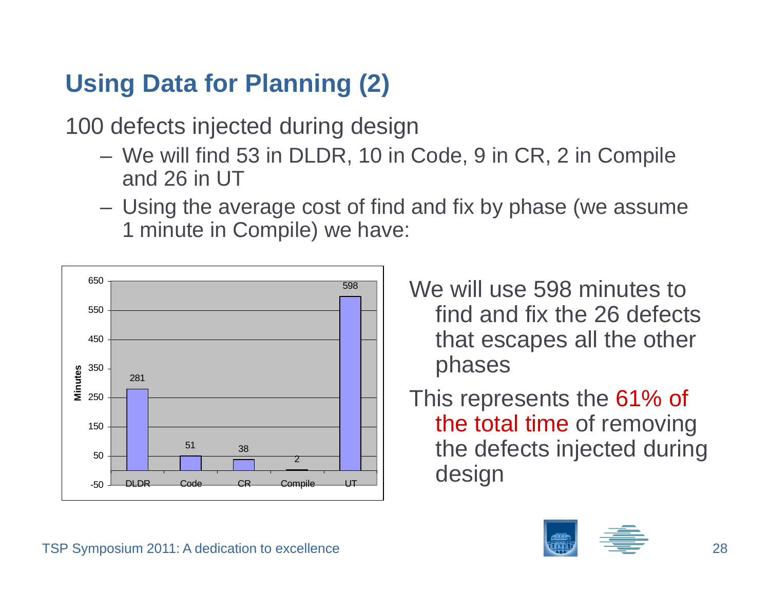## Using Data for Planning (2)

100 defects injected during design

- We will find 53 in DLDR, 10 in Code, 9 in CR, 2 in Compile and 26 in UT
- Using the average cost of find and fix by phase (we assume 1 minute in Compile) we have:

| Phase | Minutes |
| --- | --- |
| DLDR | 281 |
| Code | 51 |
| CR | 38 |
| Compile | 2 |
| UT | 598 |

We will use 598 minutes to find and fix the 26 defects that escapes all the other phases

This represents the 61% of the total time of removing the defects injected during design

TSP Symposium 2011: A dedication to excellence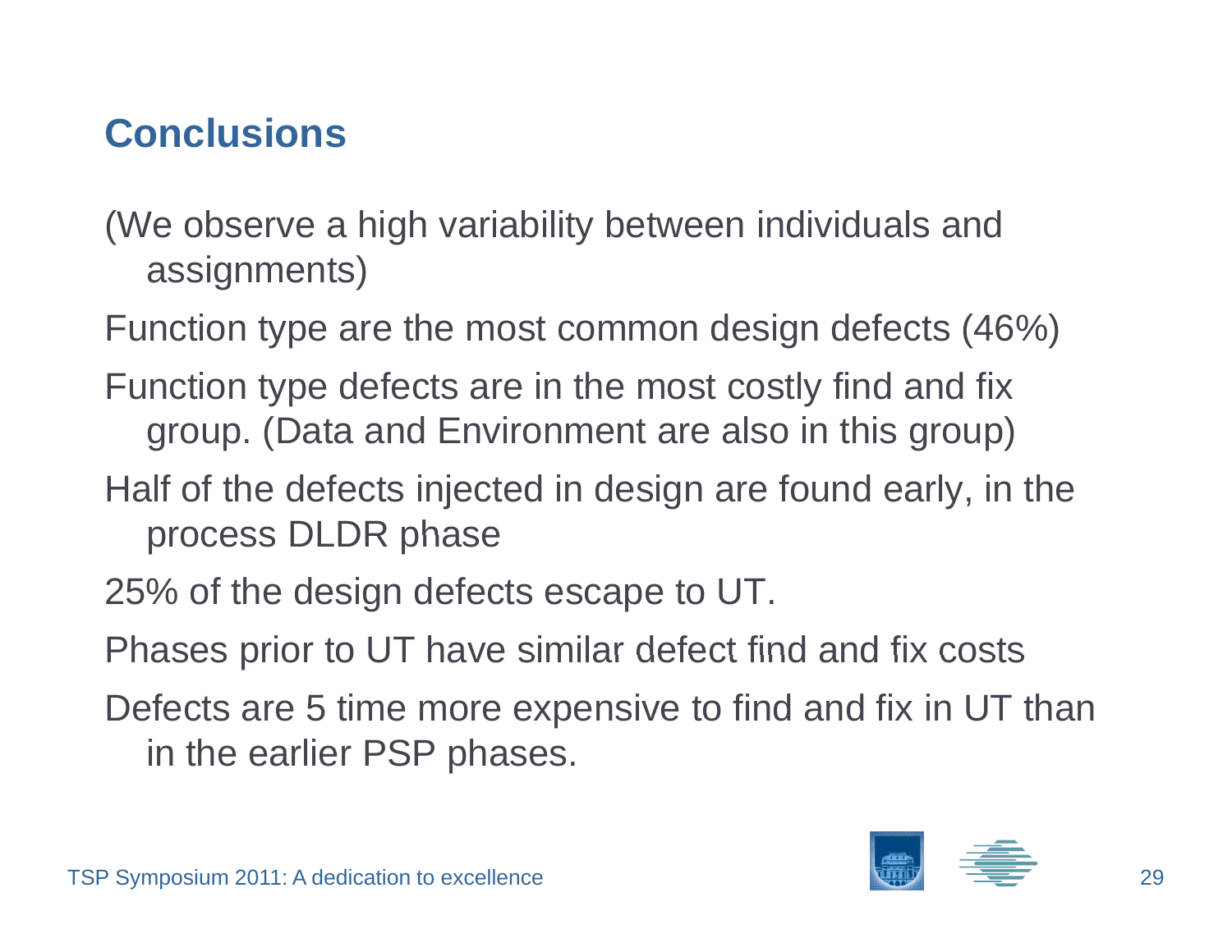## Conclusions

(We observe a high variability between individuals and assignments)

Function type are the most common design defects (46%)

Function type defects are in the most costly find and fix group. (Data and Environment are also in this group)

Half of the defects injected in design are found early, in the process DLDR phase

25% of the design defects escape to UT.

Phases prior to UT have similar defect find and fix costs

Defects are 5 time more expensive to find and fix in UT than in the earlier PSP phases.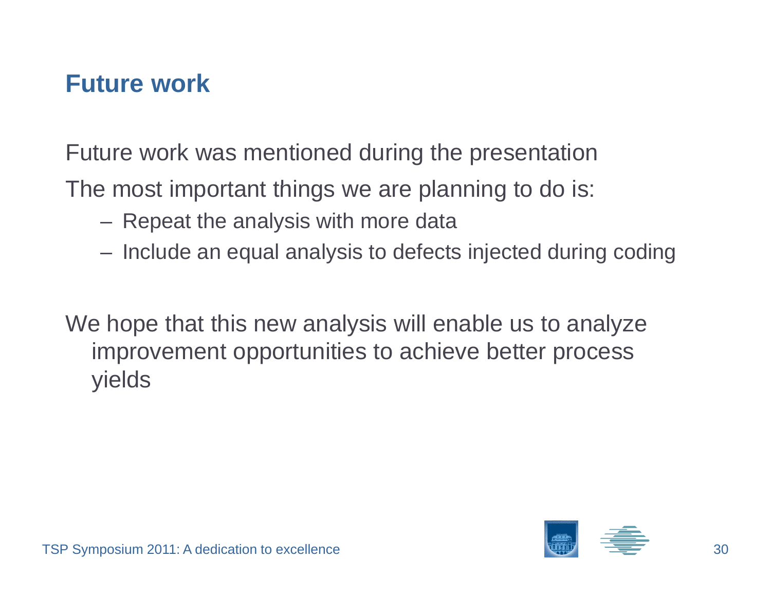# Future work

Future work was mentioned during the presentation

The most important things we are planning to do is:

- Repeat the analysis with more data
- Include an equal analysis to defects injected during coding

We hope that this new analysis will enable us to analyze improvement opportunities to achieve better process yields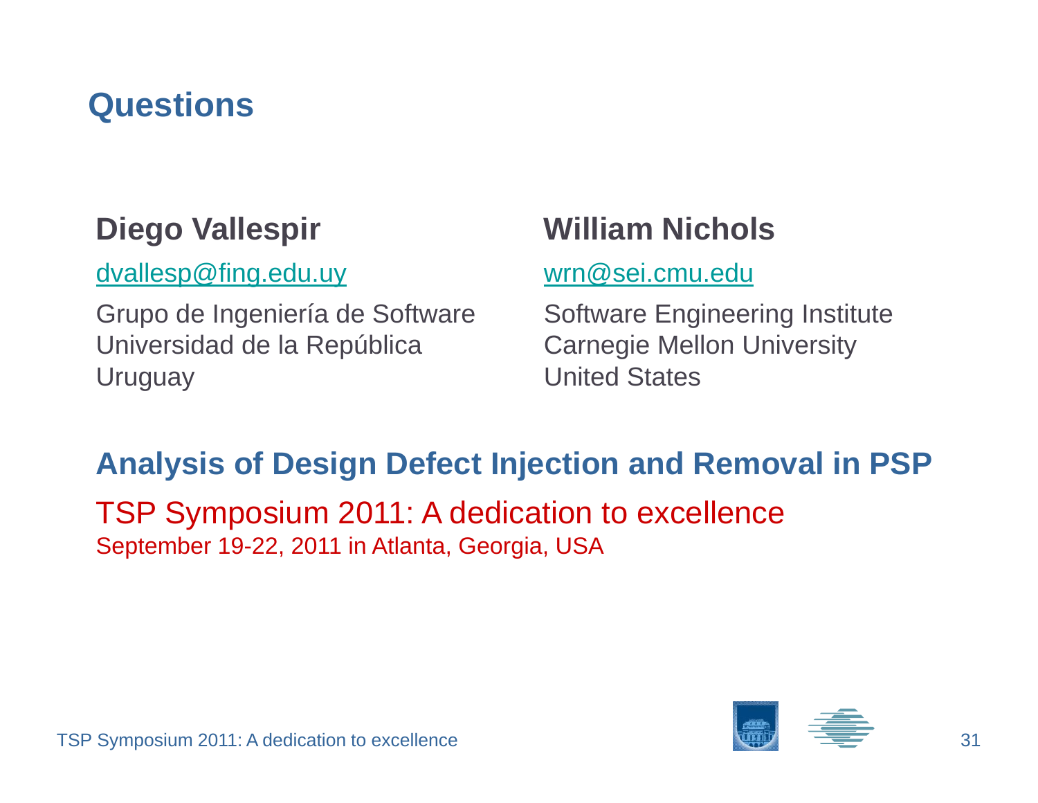# Questions

**Diego Vallespir**

dvallesp@fing.edu.uy

Grupo de Ingeniería de Software
Universidad de la República
Uruguay

**William Nichols**

wrn@sei.cmu.edu

Software Engineering Institute
Carnegie Mellon University
United States

## Analysis of Design Defect Injection and Removal in PSP

TSP Symposium 2011: A dedication to excellence
September 19-22, 2011 in Atlanta, Georgia, USA